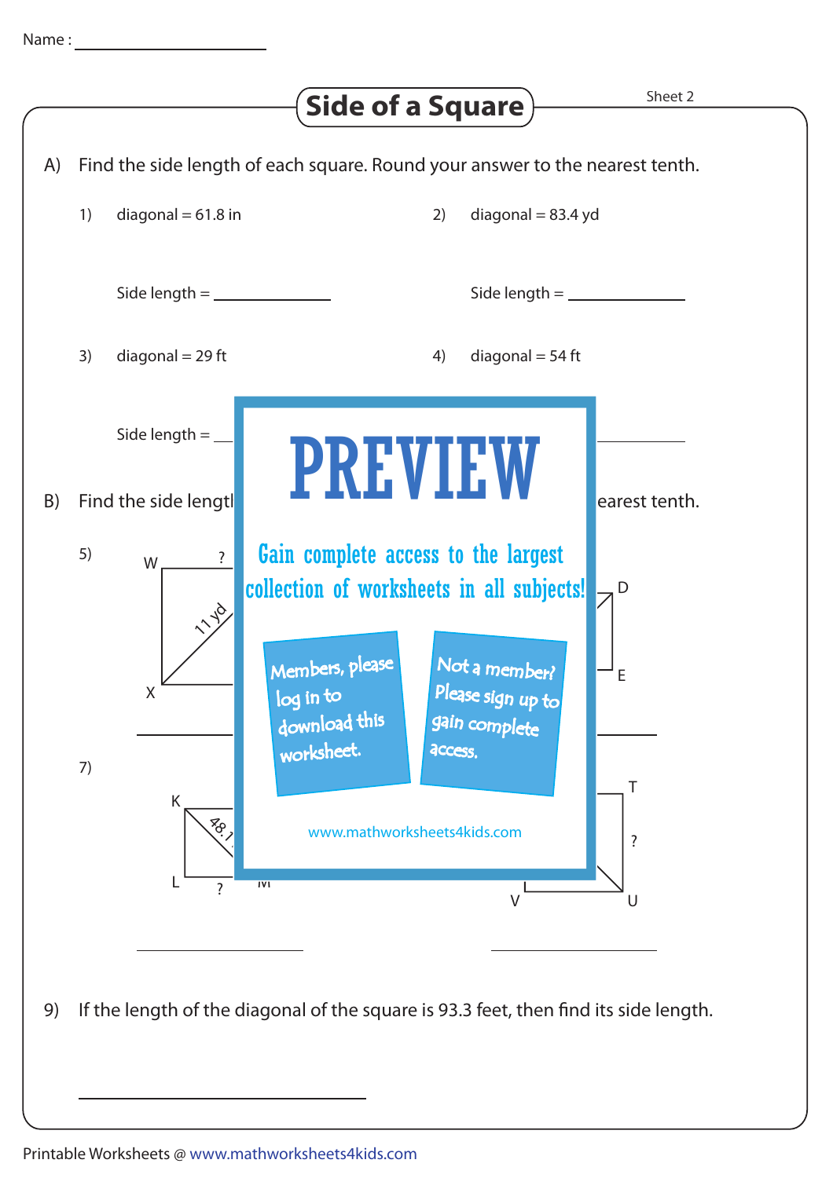Name :

# Side of a Square

Sheet 2

A) Find the side length of each square. Round your answer to the nearest tenth.

1) diagonal = 61.8 in

Side length = ____________

2) diagonal = 83.4 yd

Side length = ____________

3) diagonal = 29 ft

Side length = ____________

4) diagonal = 54 ft

Side length = ____________

B) Find the side length ... earest tenth.

5)

W ?

11 yd

X

D

E

7)

K

48.1

L ? M

T

?

V U

PREVIEW

Gain complete access to the largest collection of worksheets in all subjects!

Members, please log in to download this worksheet.

Not a member? Please sign up to gain complete access.

www.mathworksheets4kids.com

9) If the length of the diagonal of the square is 93.3 feet, then find its side length.

Printable Worksheets @ www.mathworksheets4kids.com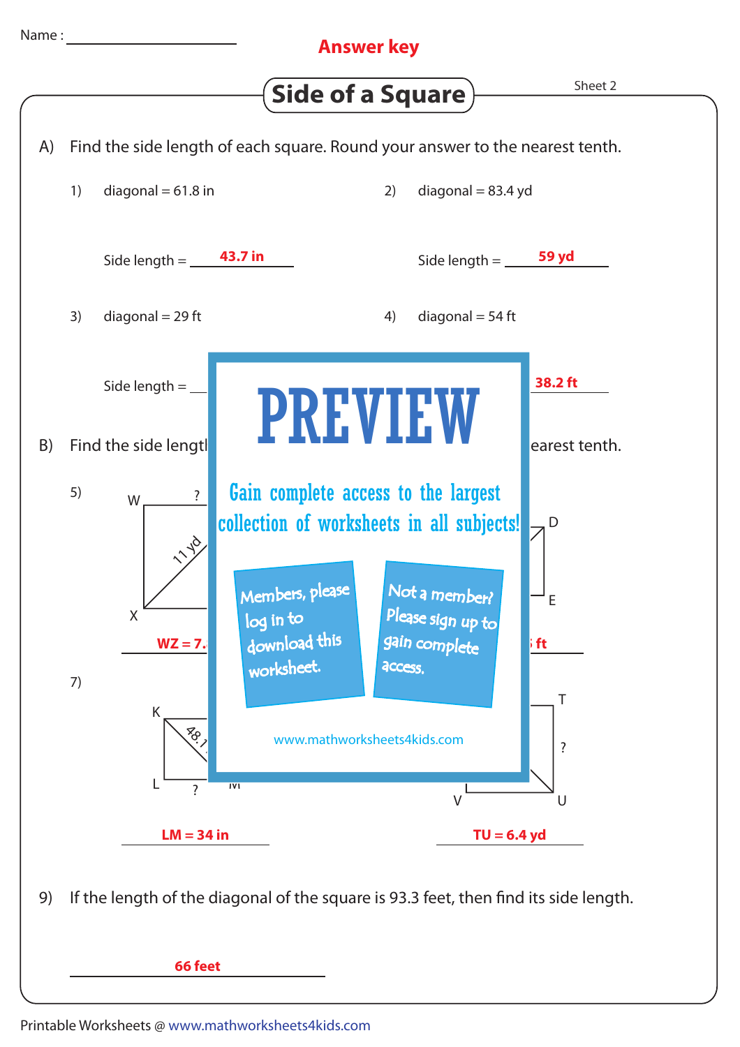Name : ______________

**Answer key**

# Side of a Square

Sheet 2

A) Find the side length of each square. Round your answer to the nearest tenth.

1) diagonal = 61.8 in

Side length = **43.7 in**

2) diagonal = 83.4 yd

Side length = **59 yd**

3) diagonal = 29 ft

Side length = ______

4) diagonal = 54 ft

Side length = **38.2 ft**

B) Find the side lengt... earest tenth.

5) W ? X 11 yd

**WZ = 7.**

6) D E

**ft**

7) K 48.1 L ? M

**LM = 34 in**

8) T ? U V

**TU = 6.4 yd**

# PREVIEW

Gain complete access to the largest collection of worksheets in all subjects!

Members, please log in to download this worksheet.

Not a member? Please sign up to gain complete access.

www.mathworksheets4kids.com

9) If the length of the diagonal of the square is 93.3 feet, then find its side length.

**66 feet**

Printable Worksheets @ www.mathworksheets4kids.com